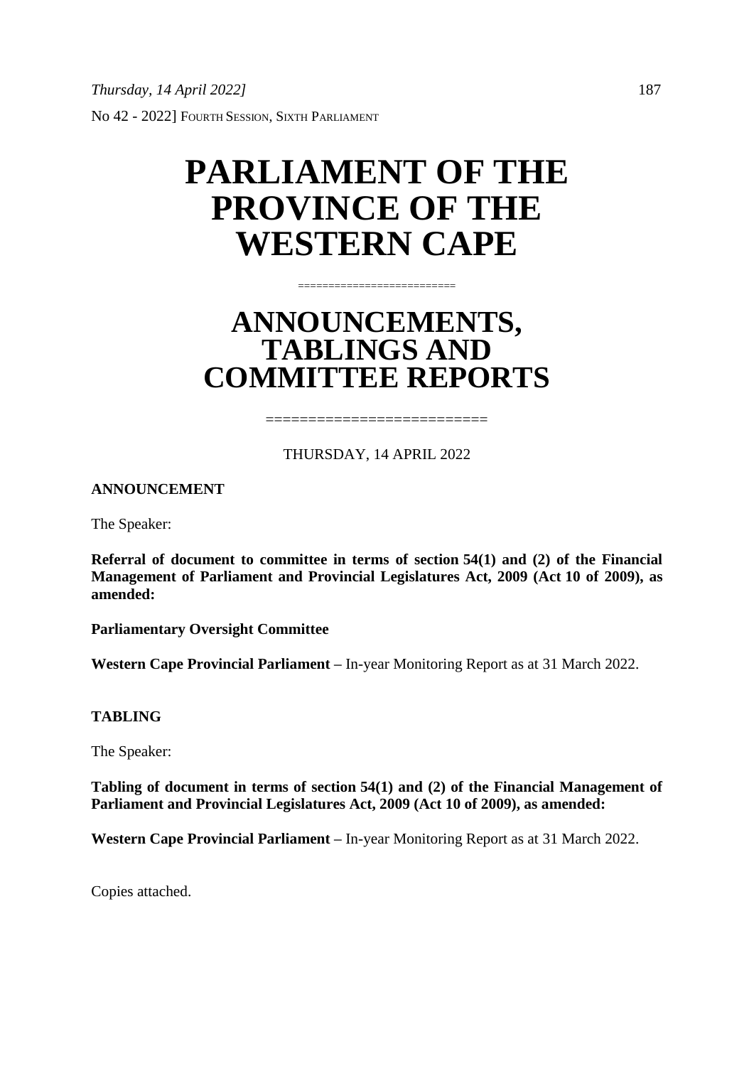No 42 - 2022] FOURTH SESSION, SIXTH PARLIAMENT

# PARLIAMENT OF THE PROVINCE OF THE WESTERN CAPE

=========================

# ANNOUNCEMENTS, TABLINGS AND COMMITTEE REPORTS

=========================

THURSDAY, 14 APRIL 2022

**ANNOUNCEMENT**

The Speaker:

**Referral of document to committee in terms of section 54(1) and (2) of the Financial Management of Parliament and Provincial Legislatures Act, 2009 (Act 10 of 2009), as amended:**

**Parliamentary Oversight Committee**

**Western Cape Provincial Parliament –** In-year Monitoring Report as at 31 March 2022.

**TABLING**

The Speaker:

**Tabling of document in terms of section 54(1) and (2) of the Financial Management of Parliament and Provincial Legislatures Act, 2009 (Act 10 of 2009), as amended:**

**Western Cape Provincial Parliament –** In-year Monitoring Report as at 31 March 2022.

Copies attached.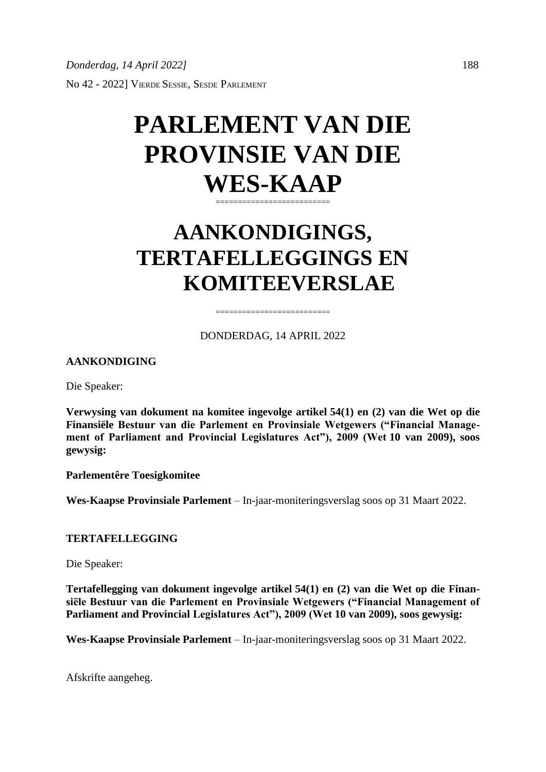*Donderdag, 14 April 2022]*

No 42 - 2022] VIERDE SESSIE, SESDE PARLEMENT

# PARLEMENT VAN DIE PROVINSIE VAN DIE WES-KAAP

=========================

# AANKONDIGINGS, TERTAFELLEGGINGS EN KOMITEEVERSLAE

=========================

DONDERDAG, 14 APRIL 2022

**AANKONDIGING**

Die Speaker:

**Verwysing van dokument na komitee ingevolge artikel 54(1) en (2) van die Wet op die Finansiële Bestuur van die Parlement en Provinsiale Wetgewers ("Financial Management of Parliament and Provincial Legislatures Act"), 2009 (Wet 10 van 2009), soos gewysig:**

**Parlementêre Toesigkomitee**

**Wes-Kaapse Provinsiale Parlement** – In-jaar-moniteringsverslag soos op 31 Maart 2022.

**TERTAFELLEGGING**

Die Speaker:

**Tertafellegging van dokument ingevolge artikel 54(1) en (2) van die Wet op die Finansiële Bestuur van die Parlement en Provinsiale Wetgewers ("Financial Management of Parliament and Provincial Legislatures Act"), 2009 (Wet 10 van 2009), soos gewysig:**

**Wes-Kaapse Provinsiale Parlement** – In-jaar-moniteringsverslag soos op 31 Maart 2022.

Afskrifte aangeheg.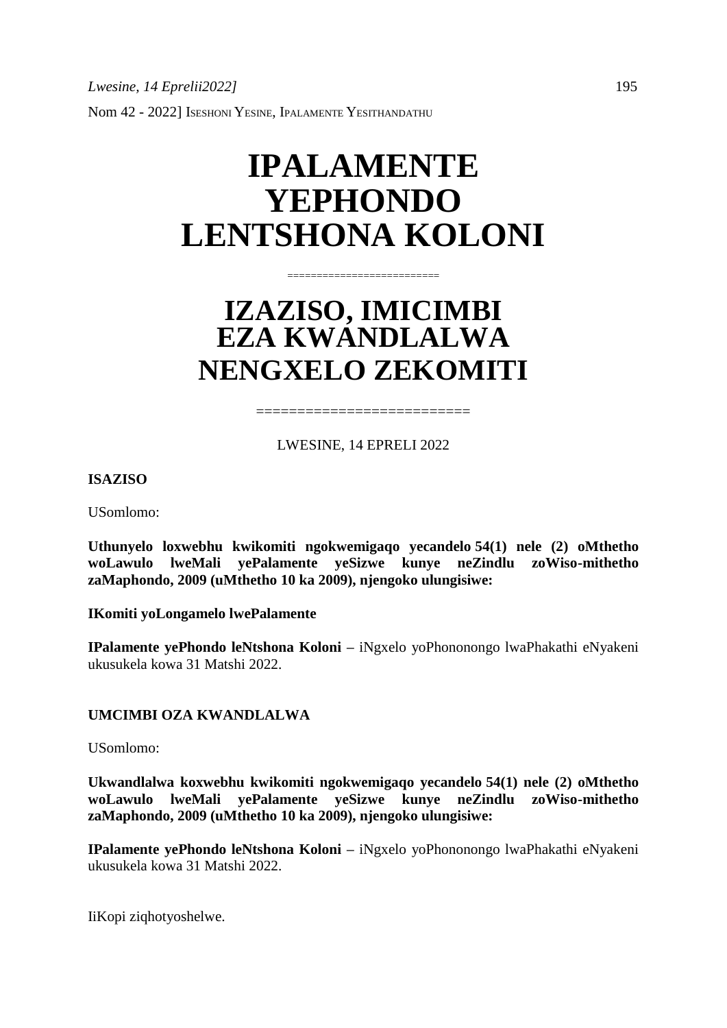# IPALAMENTE YEPHONDO LENTSHONA KOLONI

=========================

# IZAZISO, IMICIMBI EZA KWANDLALWA NENGXELO ZEKOMITI

=========================

LWESINE, 14 EPRELI 2022

**ISAZISO**

USomlomo:

**Uthunyelo loxwebhu kwikomiti ngokwemigaqo yecandelo 54(1) nele (2) oMthetho woLawulo lweMali yePalamente yeSizwe kunye neZindlu zoWiso-mithetho zaMaphondo, 2009 (uMthetho 10 ka 2009), njengoko ulungisiwe:**

**IKomiti yoLongamelo lwePalamente**

**IPalamente yePhondo leNtshona Koloni** – iNgxelo yoPhononongo lwaPhakathi eNyakeni ukusukela kowa 31 Matshi 2022.

**UMCIMBI OZA KWANDLALWA**

USomlomo:

**Ukwandlalwa koxwebhu kwikomiti ngokwemigaqo yecandelo 54(1) nele (2) oMthetho woLawulo lweMali yePalamente yeSizwe kunye neZindlu zoWiso-mithetho zaMaphondo, 2009 (uMthetho 10 ka 2009), njengoko ulungisiwe:**

**IPalamente yePhondo leNtshona Koloni** – iNgxelo yoPhononongo lwaPhakathi eNyakeni ukusukela kowa 31 Matshi 2022.

IiKopi ziqhotyoshelwe.